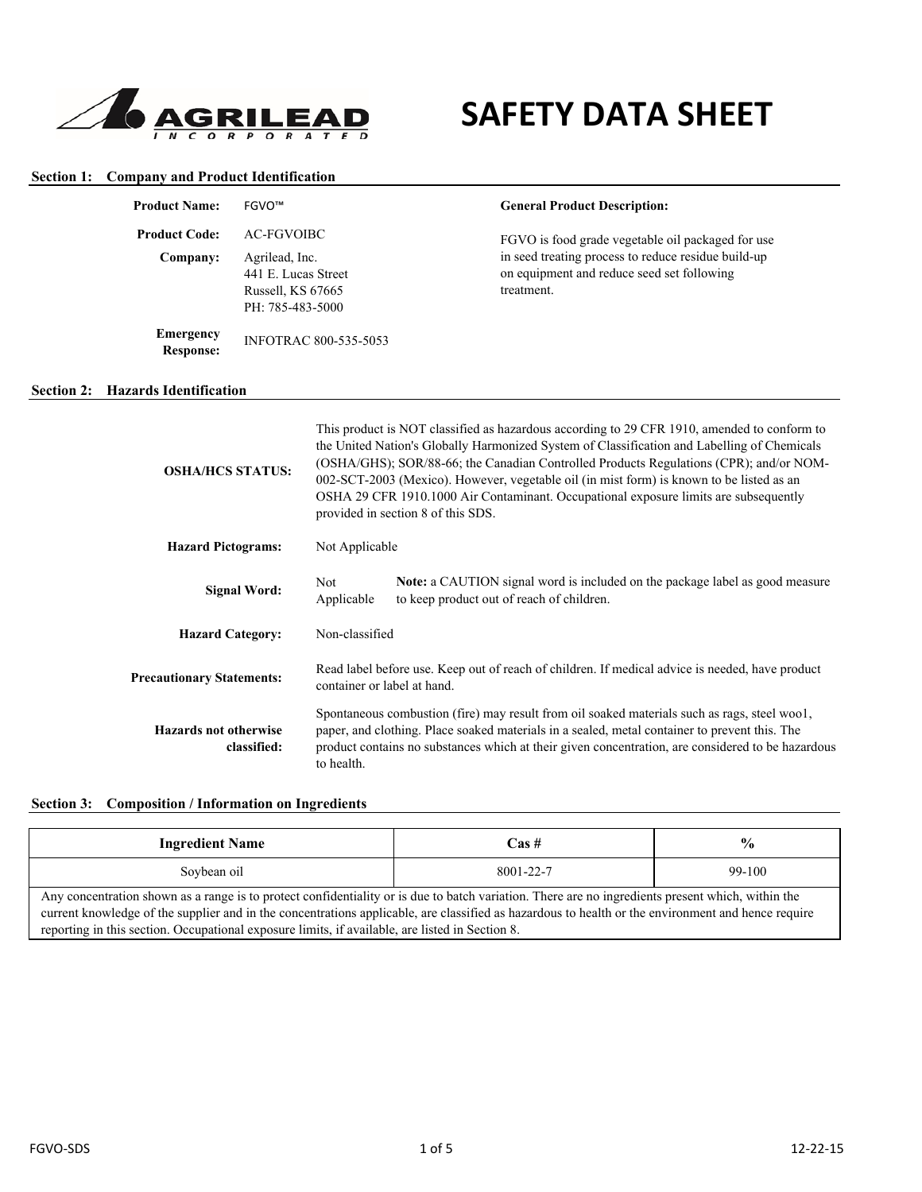**AGRILEAD INCORPORATED**

# SAFETY DATA SHEET

## Section 1: Company and Product Identification

**Product Name:** FGVO™

**Product Code:** AC-FGVOIBC

**Company:** Agrilead, Inc.
441 E. Lucas Street
Russell, KS 67665
PH: 785-483-5000

**Emergency Response:** INFOTRAC 800-535-5053

**General Product Description:**

FGVO is food grade vegetable oil packaged for use in seed treating process to reduce residue build-up on equipment and reduce seed set following treatment.

## Section 2: Hazards Identification

**OSHA/HCS STATUS:** This product is NOT classified as hazardous according to 29 CFR 1910, amended to conform to the United Nation's Globally Harmonized System of Classification and Labelling of Chemicals (OSHA/GHS); SOR/88-66; the Canadian Controlled Products Regulations (CPR); and/or NOM-002-SCT-2003 (Mexico). However, vegetable oil (in mist form) is known to be listed as an OSHA 29 CFR 1910.1000 Air Contaminant. Occupational exposure limits are subsequently provided in section 8 of this SDS.

**Hazard Pictograms:** Not Applicable

**Signal Word:** Not Applicable

**Note:** a CAUTION signal word is included on the package label as good measure to keep product out of reach of children.

**Hazard Category:** Non-classified

**Precautionary Statements:** Read label before use. Keep out of reach of children. If medical advice is needed, have product container or label at hand.

**Hazards not otherwise classified:** Spontaneous combustion (fire) may result from oil soaked materials such as rags, steel woo1, paper, and clothing. Place soaked materials in a sealed, metal container to prevent this. The product contains no substances which at their given concentration, are considered to be hazardous to health.

## Section 3: Composition / Information on Ingredients

| Ingredient Name | Cas # | % |
| --- | --- | --- |
| Soybean oil | 8001-22-7 | 99-100 |

Any concentration shown as a range is to protect confidentiality or is due to batch variation. There are no ingredients present which, within the current knowledge of the supplier and in the concentrations applicable, are classified as hazardous to health or the environment and hence require reporting in this section. Occupational exposure limits, if available, are listed in Section 8.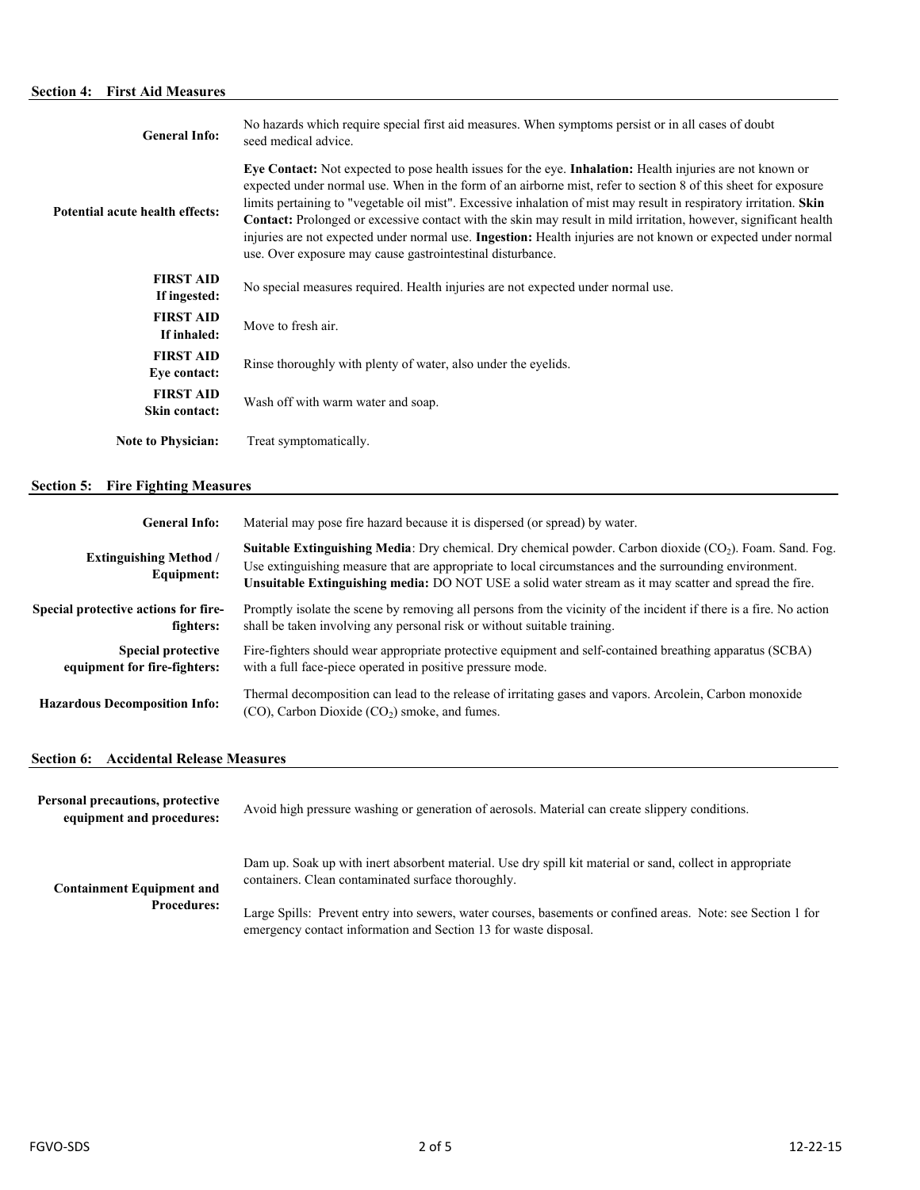## Section 4: First Aid Measures

| | |
|---|---|
| **General Info:** | No hazards which require special first aid measures. When symptoms persist or in all cases of doubt seed medical advice. |
| **Potential acute health effects:** | **Eye Contact:** Not expected to pose health issues for the eye. **Inhalation:** Health injuries are not known or expected under normal use. When in the form of an airborne mist, refer to section 8 of this sheet for exposure limits pertaining to "vegetable oil mist". Excessive inhalation of mist may result in respiratory irritation. **Skin Contact:** Prolonged or excessive contact with the skin may result in mild irritation, however, significant health injuries are not expected under normal use. **Ingestion:** Health injuries are not known or expected under normal use. Over exposure may cause gastrointestinal disturbance. |
| **FIRST AID If ingested:** | No special measures required. Health injuries are not expected under normal use. |
| **FIRST AID If inhaled:** | Move to fresh air. |
| **FIRST AID Eye contact:** | Rinse thoroughly with plenty of water, also under the eyelids. |
| **FIRST AID Skin contact:** | Wash off with warm water and soap. |
| **Note to Physician:** | Treat symptomatically. |

## Section 5: Fire Fighting Measures

| | |
|---|---|
| **General Info:** | Material may pose fire hazard because it is dispersed (or spread) by water. |
| **Extinguishing Method / Equipment:** | **Suitable Extinguishing Media**: Dry chemical. Dry chemical powder. Carbon dioxide ($CO_2$). Foam. Sand. Fog. Use extinguishing measure that are appropriate to local circumstances and the surrounding environment. **Unsuitable Extinguishing media:** DO NOT USE a solid water stream as it may scatter and spread the fire. |
| **Special protective actions for fire-fighters:** | Promptly isolate the scene by removing all persons from the vicinity of the incident if there is a fire. No action shall be taken involving any personal risk or without suitable training. |
| **Special protective equipment for fire-fighters:** | Fire-fighters should wear appropriate protective equipment and self-contained breathing apparatus (SCBA) with a full face-piece operated in positive pressure mode. |
| **Hazardous Decomposition Info:** | Thermal decomposition can lead to the release of irritating gases and vapors. Arcolein, Carbon monoxide (CO), Carbon Dioxide ($CO_2$) smoke, and fumes. |

## Section 6: Accidental Release Measures

| | |
|---|---|
| **Personal precautions, protective equipment and procedures:** | Avoid high pressure washing or generation of aerosols. Material can create slippery conditions. |
| **Containment Equipment and Procedures:** | Dam up. Soak up with inert absorbent material. Use dry spill kit material or sand, collect in appropriate containers. Clean contaminated surface thoroughly.<br><br>Large Spills: Prevent entry into sewers, water courses, basements or confined areas. Note: see Section 1 for emergency contact information and Section 13 for waste disposal. |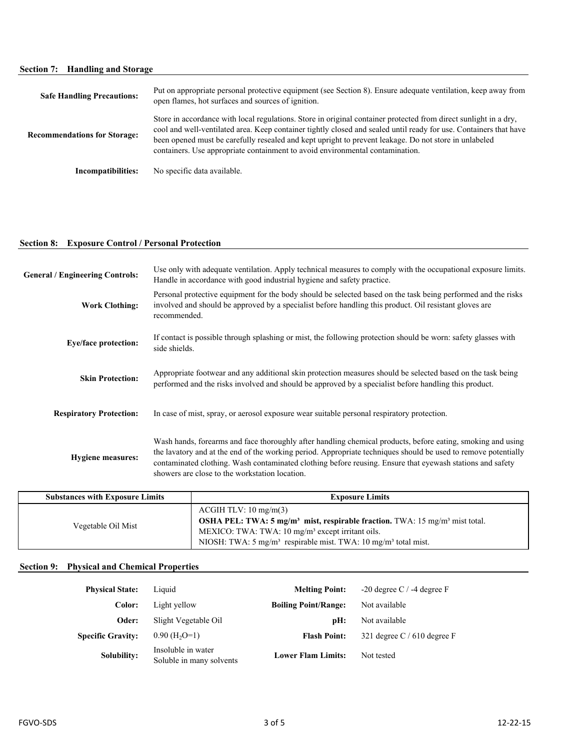## Section 7: Handling and Storage

**Safe Handling Precautions:** Put on appropriate personal protective equipment (see Section 8). Ensure adequate ventilation, keep away from open flames, hot surfaces and sources of ignition.

**Recommendations for Storage:** Store in accordance with local regulations. Store in original container protected from direct sunlight in a dry, cool and well-ventilated area. Keep container tightly closed and sealed until ready for use. Containers that have been opened must be carefully resealed and kept upright to prevent leakage. Do not store in unlabeled containers. Use appropriate containment to avoid environmental contamination.

**Incompatibilities:** No specific data available.

## Section 8: Exposure Control / Personal Protection

**General / Engineering Controls:** Use only with adequate ventilation. Apply technical measures to comply with the occupational exposure limits. Handle in accordance with good industrial hygiene and safety practice.

**Work Clothing:** Personal protective equipment for the body should be selected based on the task being performed and the risks involved and should be approved by a specialist before handling this product. Oil resistant gloves are recommended.

**Eye/face protection:** If contact is possible through splashing or mist, the following protection should be worn: safety glasses with side shields.

**Skin Protection:** Appropriate footwear and any additional skin protection measures should be selected based on the task being performed and the risks involved and should be approved by a specialist before handling this product.

**Respiratory Protection:** In case of mist, spray, or aerosol exposure wear suitable personal respiratory protection.

**Hygiene measures:** Wash hands, forearms and face thoroughly after handling chemical products, before eating, smoking and using the lavatory and at the end of the working period. Appropriate techniques should be used to remove potentially contaminated clothing. Wash contaminated clothing before reusing. Ensure that eyewash stations and safety showers are close to the workstation location.

| Substances with Exposure Limits | Exposure Limits |
|---|---|
| Vegetable Oil Mist | ACGIH TLV: 10 mg/m(3)<br>**OSHA PEL: TWA: 5 mg/m³ mist, respirable fraction.** TWA: 15 mg/m³ mist total.<br>MEXICO: TWA: TWA: 10 mg/m³ except irritant oils.<br>NIOSH: TWA: 5 mg/m³ respirable mist. TWA: 10 mg/m³ total mist. |

## Section 9: Physical and Chemical Properties

| | | | |
|---|---|---|---|
| **Physical State:** | Liquid | **Melting Point:** | -20 degree C / -4 degree F |
| **Color:** | Light yellow | **Boiling Point/Range:** | Not available |
| **Oder:** | Slight Vegetable Oil | **pH:** | Not available |
| **Specific Gravity:** | 0.90 ($H_2O$=1) | **Flash Point:** | 321 degree C / 610 degree F |
| **Solubility:** | Insoluble in water<br>Soluble in many solvents | **Lower Flam Limits:** | Not tested |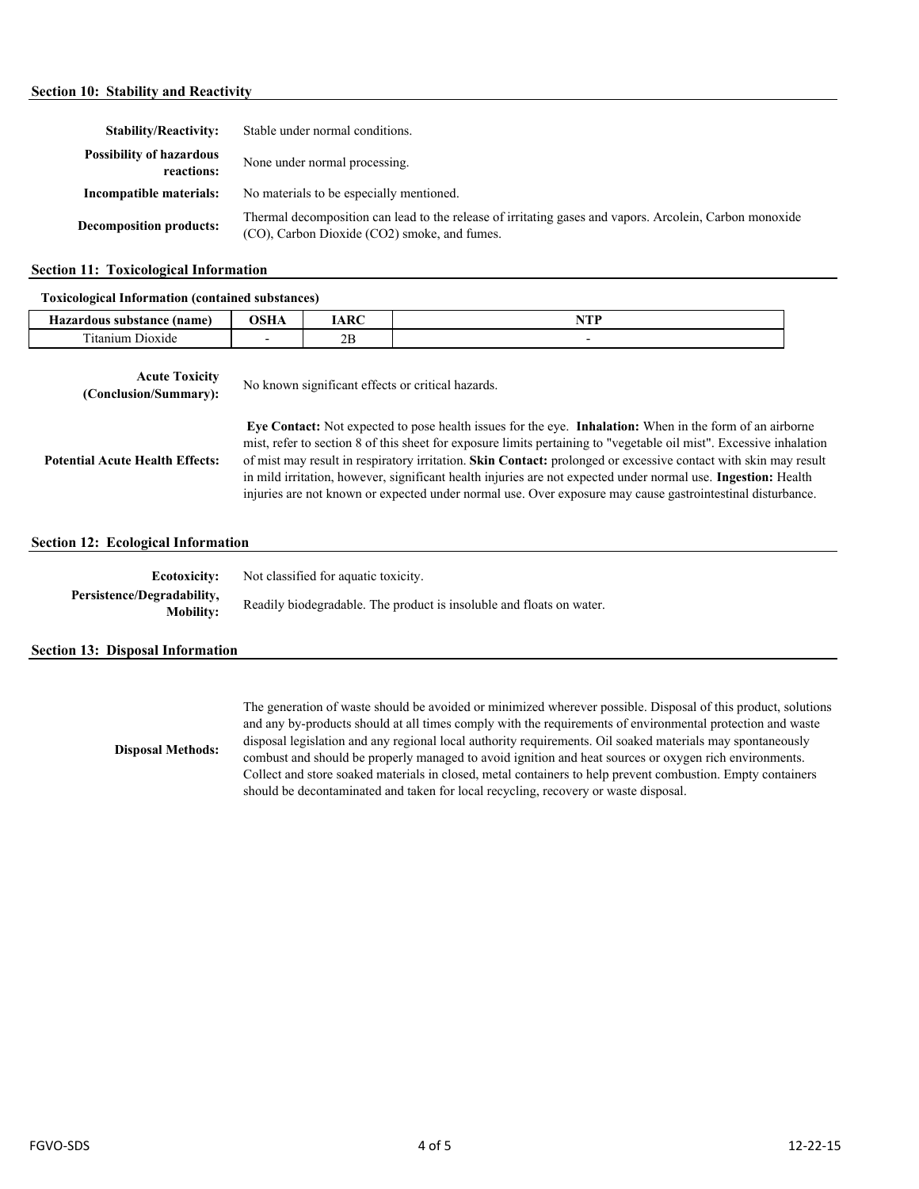## Section 10: Stability and Reactivity

**Stability/Reactivity:** Stable under normal conditions.

**Possibility of hazardous reactions:** None under normal processing.

**Incompatible materials:** No materials to be especially mentioned.

**Decomposition products:** Thermal decomposition can lead to the release of irritating gases and vapors. Arcolein, Carbon monoxide (CO), Carbon Dioxide ($CO_2$) smoke, and fumes.

## Section 11: Toxicological Information

**Toxicological Information (contained substances)**

| Hazardous substance (name) | OSHA | IARC | NTP |
|---|---|---|---|
| Titanium Dioxide | - | 2B | - |

**Acute Toxicity (Conclusion/Summary):** No known significant effects or critical hazards.

**Potential Acute Health Effects:** **Eye Contact:** Not expected to pose health issues for the eye. **Inhalation:** When in the form of an airborne mist, refer to section 8 of this sheet for exposure limits pertaining to "vegetable oil mist". Excessive inhalation of mist may result in respiratory irritation. **Skin Contact:** prolonged or excessive contact with skin may result in mild irritation, however, significant health injuries are not expected under normal use. **Ingestion:** Health injuries are not known or expected under normal use. Over exposure may cause gastrointestinal disturbance.

## Section 12: Ecological Information

**Ecotoxicity:** Not classified for aquatic toxicity.

**Persistence/Degradability, Mobility:** Readily biodegradable. The product is insoluble and floats on water.

## Section 13: Disposal Information

**Disposal Methods:** The generation of waste should be avoided or minimized wherever possible. Disposal of this product, solutions and any by-products should at all times comply with the requirements of environmental protection and waste disposal legislation and any regional local authority requirements. Oil soaked materials may spontaneously combust and should be properly managed to avoid ignition and heat sources or oxygen rich environments. Collect and store soaked materials in closed, metal containers to help prevent combustion. Empty containers should be decontaminated and taken for local recycling, recovery or waste disposal.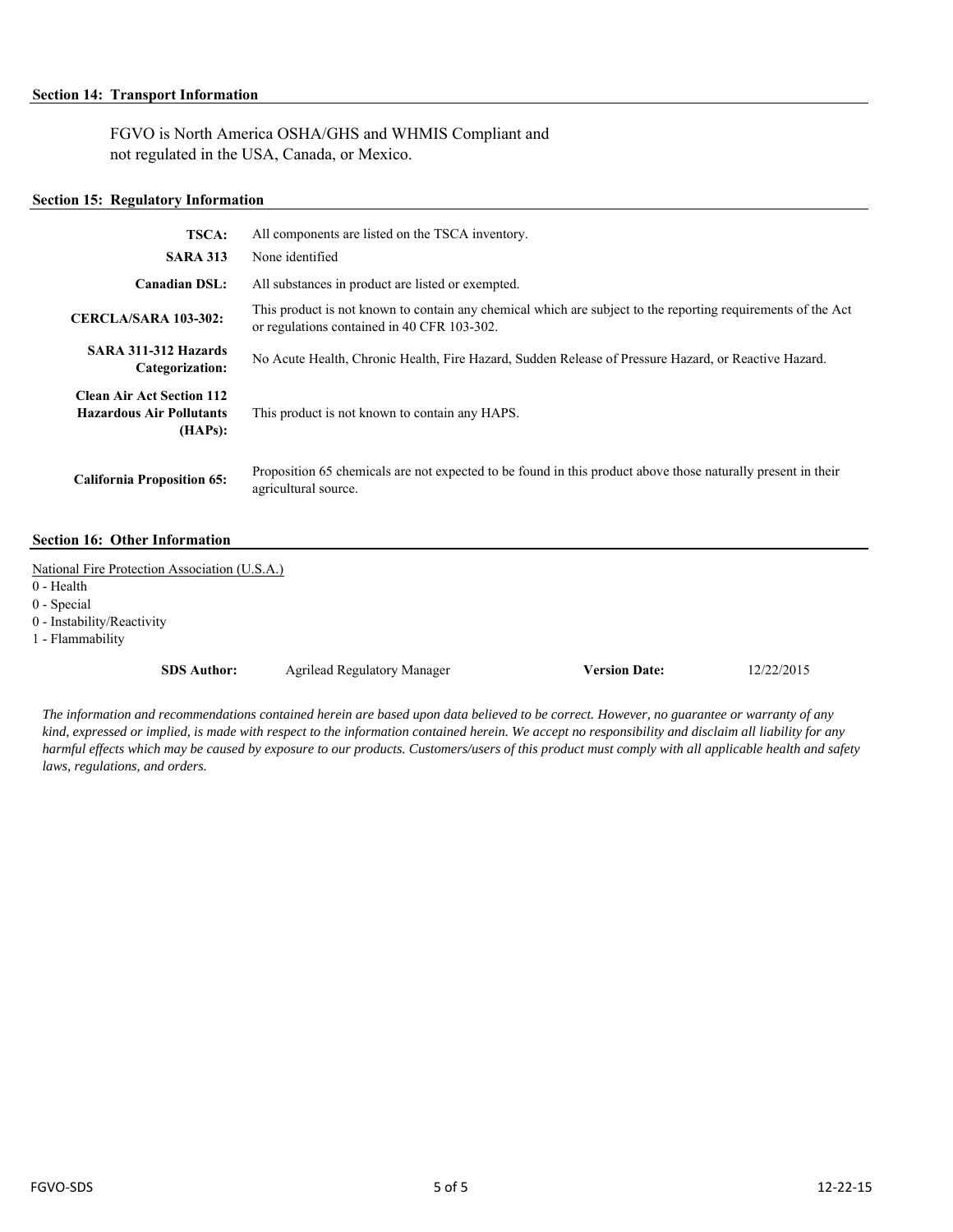## Section 14: Transport Information

FGVO is North America OSHA/GHS and WHMIS Compliant and not regulated in the USA, Canada, or Mexico.

## Section 15: Regulatory Information

| | |
|---|---|
| **TSCA:** | All components are listed on the TSCA inventory. |
| **SARA 313** | None identified |
| **Canadian DSL:** | All substances in product are listed or exempted. |
| **CERCLA/SARA 103-302:** | This product is not known to contain any chemical which are subject to the reporting requirements of the Act or regulations contained in 40 CFR 103-302. |
| **SARA 311-312 Hazards Categorization:** | No Acute Health, Chronic Health, Fire Hazard, Sudden Release of Pressure Hazard, or Reactive Hazard. |
| **Clean Air Act Section 112 Hazardous Air Pollutants (HAPs):** | This product is not known to contain any HAPS. |
| **California Proposition 65:** | Proposition 65 chemicals are not expected to be found in this product above those naturally present in their agricultural source. |

## Section 16: Other Information

National Fire Protection Association (U.S.A.)

0 - Health

0 - Special

0 - Instability/Reactivity

1 - Flammability

**SDS Author:** Agrilead Regulatory Manager **Version Date:** 12/22/2015

*The information and recommendations contained herein are based upon data believed to be correct. However, no guarantee or warranty of any kind, expressed or implied, is made with respect to the information contained herein. We accept no responsibility and disclaim all liability for any harmful effects which may be caused by exposure to our products. Customers/users of this product must comply with all applicable health and safety laws, regulations, and orders.*